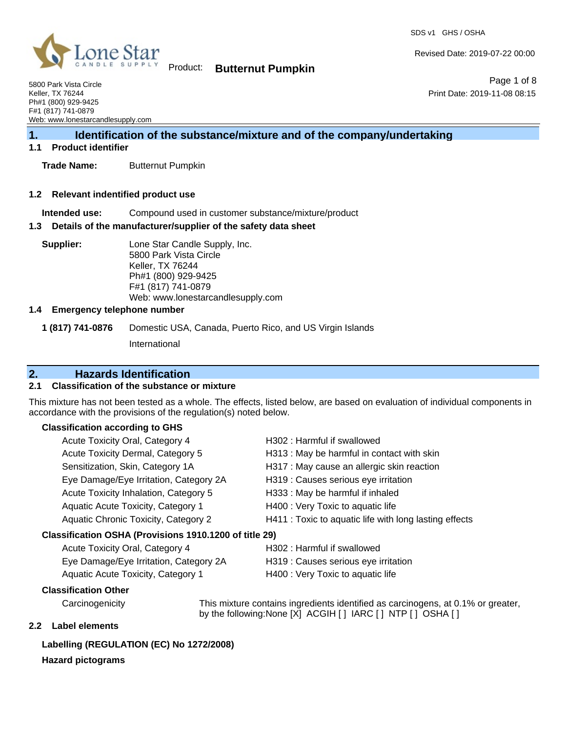SDS v1 GHS / OSHA

Revised Date: 2019-07-22 00:00

Product: **Butternut Pumpkin**

Print Date: 2019-11-08 08:15

5800 Park Vista Circle
Keller, TX 76244
Ph#1 (800) 929-9425
F#1 (817) 741-0879
Web: www.lonestarcandlesupply.com

## 1. Identification of the substance/mixture and of the company/undertaking

### 1.1 Product identifier

**Trade Name:** Butternut Pumpkin

### 1.2 Relevant indentified product use

**Intended use:** Compound used in customer substance/mixture/product

### 1.3 Details of the manufacturer/supplier of the safety data sheet

**Supplier:** Lone Star Candle Supply, Inc.
5800 Park Vista Circle
Keller, TX 76244
Ph#1 (800) 929-9425
F#1 (817) 741-0879
Web: www.lonestarcandlesupply.com

### 1.4 Emergency telephone number

**1 (817) 741-0876** Domestic USA, Canada, Puerto Rico, and US Virgin Islands

International

## 2. Hazards Identification

### 2.1 Classification of the substance or mixture

This mixture has not been tested as a whole. The effects, listed below, are based on evaluation of individual components in accordance with the provisions of the regulation(s) noted below.

**Classification according to GHS**

| | |
|---|---|
| Acute Toxicity Oral, Category 4 | H302 : Harmful if swallowed |
| Acute Toxicity Dermal, Category 5 | H313 : May be harmful in contact with skin |
| Sensitization, Skin, Category 1A | H317 : May cause an allergic skin reaction |
| Eye Damage/Eye Irritation, Category 2A | H319 : Causes serious eye irritation |
| Acute Toxicity Inhalation, Category 5 | H333 : May be harmful if inhaled |
| Aquatic Acute Toxicity, Category 1 | H400 : Very Toxic to aquatic life |
| Aquatic Chronic Toxicity, Category 2 | H411 : Toxic to aquatic life with long lasting effects |

**Classification OSHA (Provisions 1910.1200 of title 29)**

| | |
|---|---|
| Acute Toxicity Oral, Category 4 | H302 : Harmful if swallowed |
| Eye Damage/Eye Irritation, Category 2A | H319 : Causes serious eye irritation |
| Aquatic Acute Toxicity, Category 1 | H400 : Very Toxic to aquatic life |

**Classification Other**

Carcinogenicity — This mixture contains ingredients identified as carcinogens, at 0.1% or greater, by the following:None [X] ACGIH [ ] IARC [ ] NTP [ ] OSHA [ ]

### 2.2 Label elements

**Labelling (REGULATION (EC) No 1272/2008)**

**Hazard pictograms**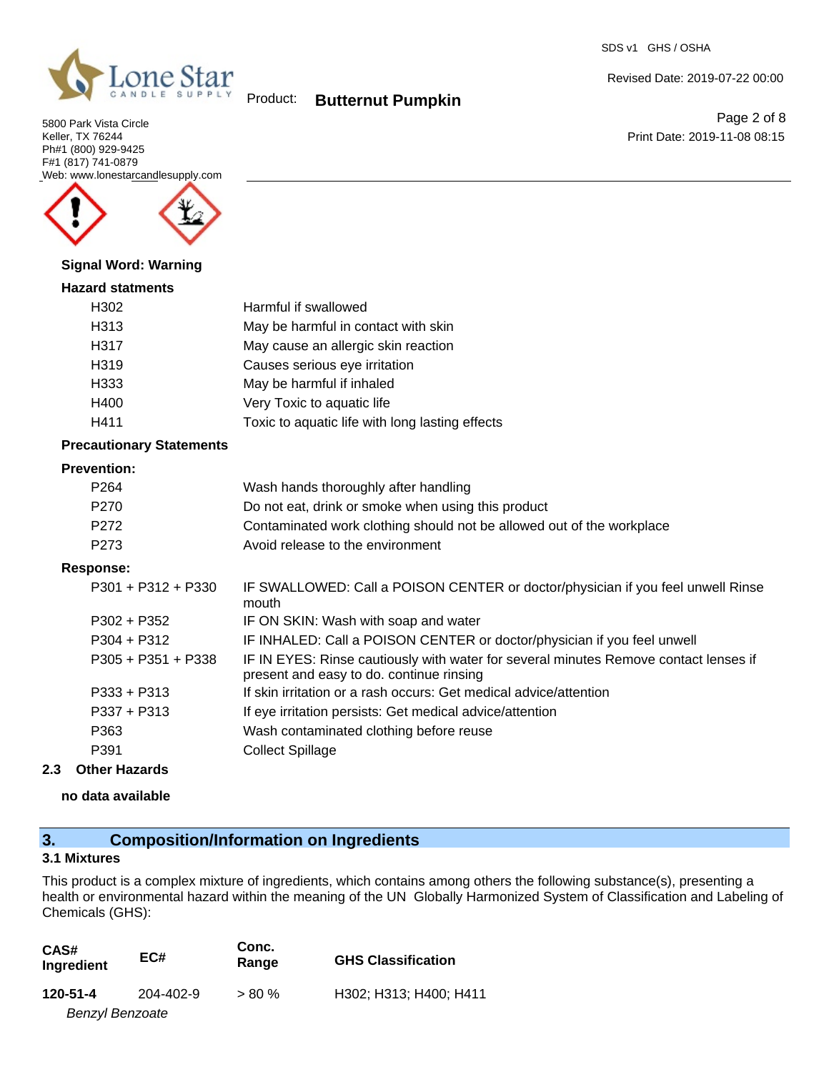**Signal Word: Warning**

**Hazard statments**

| | |
|---|---|
| H302 | Harmful if swallowed |
| H313 | May be harmful in contact with skin |
| H317 | May cause an allergic skin reaction |
| H319 | Causes serious eye irritation |
| H333 | May be harmful if inhaled |
| H400 | Very Toxic to aquatic life |
| H411 | Toxic to aquatic life with long lasting effects |

**Precautionary Statements**

**Prevention:**

| | |
|---|---|
| P264 | Wash hands thoroughly after handling |
| P270 | Do not eat, drink or smoke when using this product |
| P272 | Contaminated work clothing should not be allowed out of the workplace |
| P273 | Avoid release to the environment |

**Response:**

| | |
|---|---|
| P301 + P312 + P330 | IF SWALLOWED: Call a POISON CENTER or doctor/physician if you feel unwell Rinse mouth |
| P302 + P352 | IF ON SKIN: Wash with soap and water |
| P304 + P312 | IF INHALED: Call a POISON CENTER or doctor/physician if you feel unwell |
| P305 + P351 + P338 | IF IN EYES: Rinse cautiously with water for several minutes Remove contact lenses if present and easy to do. continue rinsing |
| P333 + P313 | If skin irritation or a rash occurs: Get medical advice/attention |
| P337 + P313 | If eye irritation persists: Get medical advice/attention |
| P363 | Wash contaminated clothing before reuse |
| P391 | Collect Spillage |

### 2.3 Other Hazards

**no data available**

## 3. Composition/Information on Ingredients

### 3.1 Mixtures

This product is a complex mixture of ingredients, which contains among others the following substance(s), presenting a health or environmental hazard within the meaning of the UN Globally Harmonized System of Classification and Labeling of Chemicals (GHS):

| CAS# Ingredient | EC# | Conc. Range | GHS Classification |
|---|---|---|---|
| **120-51-4** *Benzyl Benzoate* | 204-402-9 | > 80 % | H302; H313; H400; H411 |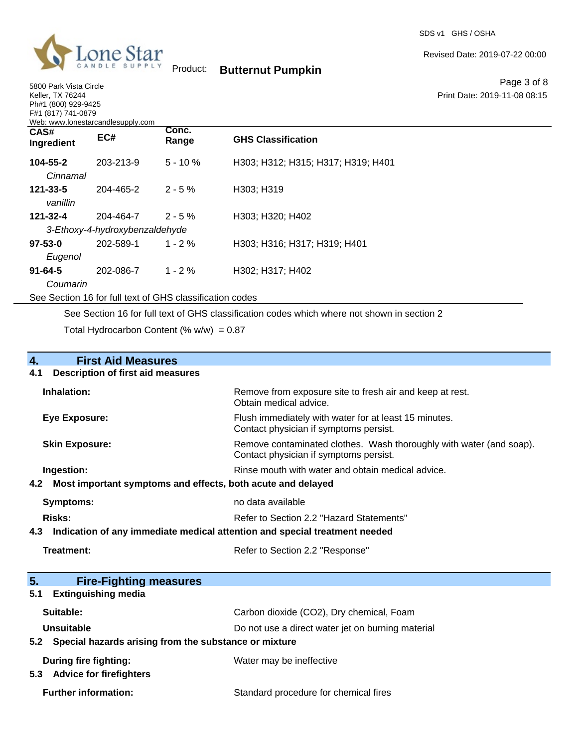| CAS# Ingredient | EC# | Conc. Range | GHS Classification |
|---|---|---|---|
| **104-55-2** *Cinnamal* | 203-213-9 | 5 - 10 % | H303; H312; H315; H317; H319; H401 |
| **121-33-5** *vanillin* | 204-465-2 | 2 - 5 % | H303; H319 |
| **121-32-4** *3-Ethoxy-4-hydroxybenzaldehyde* | 204-464-7 | 2 - 5 % | H303; H320; H402 |
| **97-53-0** *Eugenol* | 202-589-1 | 1 - 2 % | H303; H316; H317; H319; H401 |
| **91-64-5** *Coumarin* | 202-086-7 | 1 - 2 % | H302; H317; H402 |

See Section 16 for full text of GHS classification codes

See Section 16 for full text of GHS classification codes which where not shown in section 2

Total Hydrocarbon Content (% w/w) = 0.87

## 4. First Aid Measures

### 4.1 Description of first aid measures

**Inhalation:** Remove from exposure site to fresh air and keep at rest. Obtain medical advice.

**Eye Exposure:** Flush immediately with water for at least 15 minutes. Contact physician if symptoms persist.

**Skin Exposure:** Remove contaminated clothes. Wash thoroughly with water (and soap). Contact physician if symptoms persist.

**Ingestion:** Rinse mouth with water and obtain medical advice.

### 4.2 Most important symptoms and effects, both acute and delayed

**Symptoms:** no data available

**Risks:** Refer to Section 2.2 "Hazard Statements"

### 4.3 Indication of any immediate medical attention and special treatment needed

**Treatment:** Refer to Section 2.2 "Response"

## 5. Fire-Fighting measures

### 5.1 Extinguishing media

**Suitable:** Carbon dioxide ($CO_2$), Dry chemical, Foam

**Unsuitable** Do not use a direct water jet on burning material

### 5.2 Special hazards arising from the substance or mixture

**During fire fighting:** Water may be ineffective

### 5.3 Advice for firefighters

**Further information:** Standard procedure for chemical fires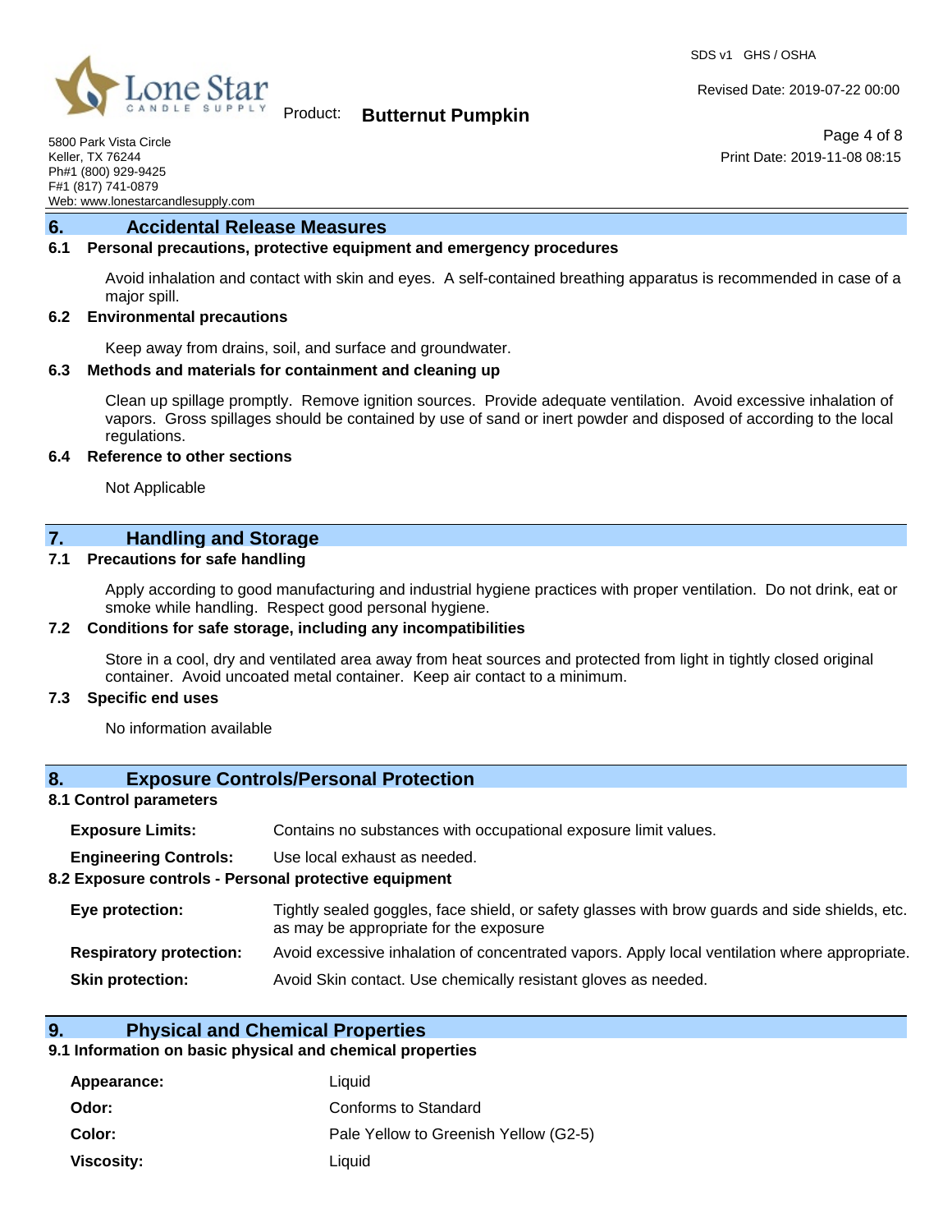## 6. Accidental Release Measures

### 6.1 Personal precautions, protective equipment and emergency procedures

Avoid inhalation and contact with skin and eyes. A self-contained breathing apparatus is recommended in case of a major spill.

### 6.2 Environmental precautions

Keep away from drains, soil, and surface and groundwater.

### 6.3 Methods and materials for containment and cleaning up

Clean up spillage promptly. Remove ignition sources. Provide adequate ventilation. Avoid excessive inhalation of vapors. Gross spillages should be contained by use of sand or inert powder and disposed of according to the local regulations.

### 6.4 Reference to other sections

Not Applicable

## 7. Handling and Storage

### 7.1 Precautions for safe handling

Apply according to good manufacturing and industrial hygiene practices with proper ventilation. Do not drink, eat or smoke while handling. Respect good personal hygiene.

### 7.2 Conditions for safe storage, including any incompatibilities

Store in a cool, dry and ventilated area away from heat sources and protected from light in tightly closed original container. Avoid uncoated metal container. Keep air contact to a minimum.

### 7.3 Specific end uses

No information available

## 8. Exposure Controls/Personal Protection

### 8.1 Control parameters

**Exposure Limits:** Contains no substances with occupational exposure limit values.

**Engineering Controls:** Use local exhaust as needed.

### 8.2 Exposure controls - Personal protective equipment

**Eye protection:** Tightly sealed goggles, face shield, or safety glasses with brow guards and side shields, etc. as may be appropriate for the exposure

**Respiratory protection:** Avoid excessive inhalation of concentrated vapors. Apply local ventilation where appropriate.

**Skin protection:** Avoid Skin contact. Use chemically resistant gloves as needed.

## 9. Physical and Chemical Properties

### 9.1 Information on basic physical and chemical properties

| | |
|---|---|
| **Appearance:** | Liquid |
| **Odor:** | Conforms to Standard |
| **Color:** | Pale Yellow to Greenish Yellow (G2-5) |
| **Viscosity:** | Liquid |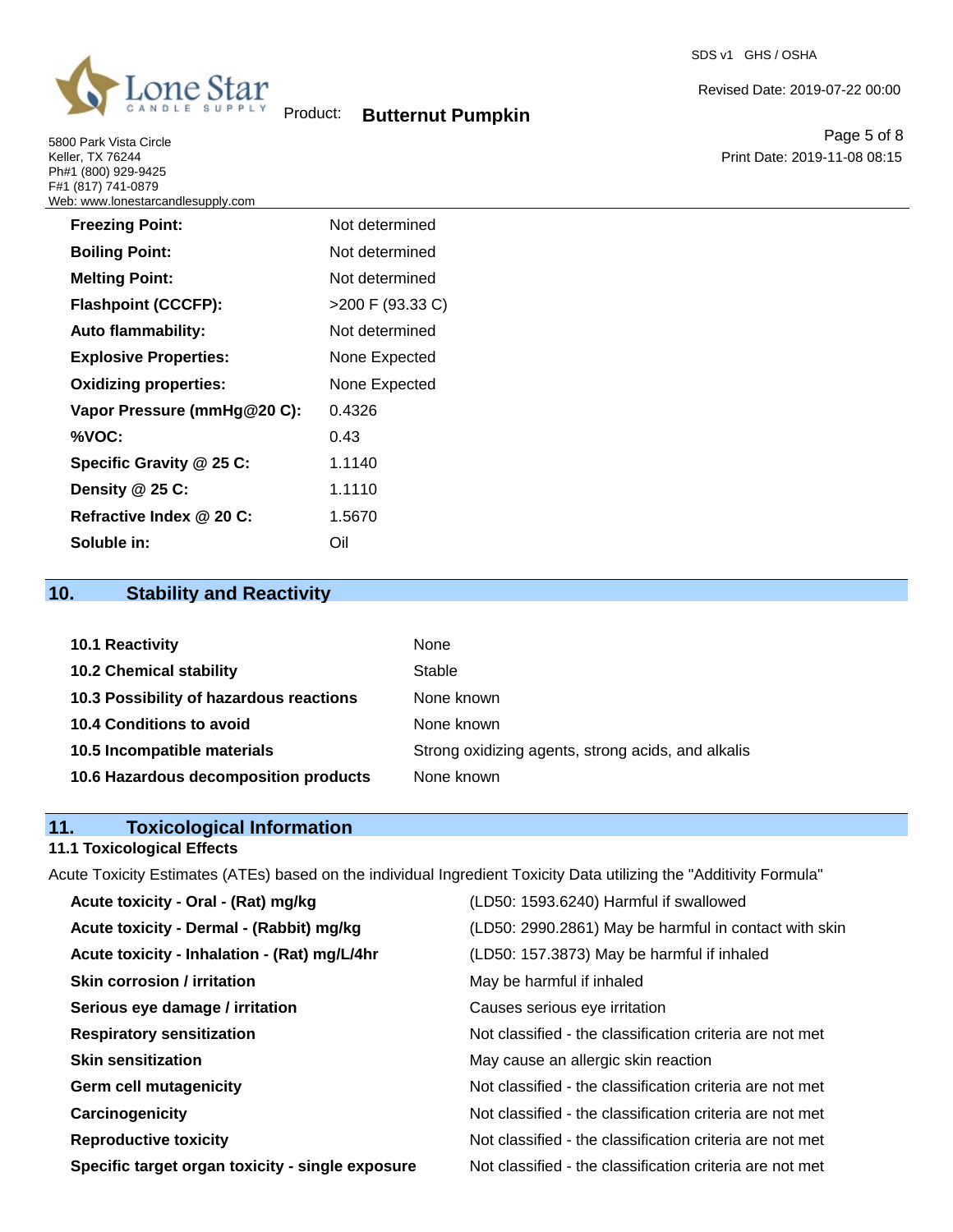| | |
|---|---|
| **Freezing Point:** | Not determined |
| **Boiling Point:** | Not determined |
| **Melting Point:** | Not determined |
| **Flashpoint (CCCFP):** | >200 F (93.33 C) |
| **Auto flammability:** | Not determined |
| **Explosive Properties:** | None Expected |
| **Oxidizing properties:** | None Expected |
| **Vapor Pressure (mmHg@20 C):** | 0.4326 |
| **%VOC:** | 0.43 |
| **Specific Gravity @ 25 C:** | 1.1140 |
| **Density @ 25 C:** | 1.1110 |
| **Refractive Index @ 20 C:** | 1.5670 |
| **Soluble in:** | Oil |

## 10. Stability and Reactivity

| | |
|---|---|
| **10.1 Reactivity** | None |
| **10.2 Chemical stability** | Stable |
| **10.3 Possibility of hazardous reactions** | None known |
| **10.4 Conditions to avoid** | None known |
| **10.5 Incompatible materials** | Strong oxidizing agents, strong acids, and alkalis |
| **10.6 Hazardous decomposition products** | None known |

## 11. Toxicological Information

### 11.1 Toxicological Effects

Acute Toxicity Estimates (ATEs) based on the individual Ingredient Toxicity Data utilizing the "Additivity Formula"

| | |
|---|---|
| **Acute toxicity - Oral - (Rat) mg/kg** | (LD50: 1593.6240) Harmful if swallowed |
| **Acute toxicity - Dermal - (Rabbit) mg/kg** | (LD50: 2990.2861) May be harmful in contact with skin |
| **Acute toxicity - Inhalation - (Rat) mg/L/4hr** | (LD50: 157.3873) May be harmful if inhaled |
| **Skin corrosion / irritation** | May be harmful if inhaled |
| **Serious eye damage / irritation** | Causes serious eye irritation |
| **Respiratory sensitization** | Not classified - the classification criteria are not met |
| **Skin sensitization** | May cause an allergic skin reaction |
| **Germ cell mutagenicity** | Not classified - the classification criteria are not met |
| **Carcinogenicity** | Not classified - the classification criteria are not met |
| **Reproductive toxicity** | Not classified - the classification criteria are not met |
| **Specific target organ toxicity - single exposure** | Not classified - the classification criteria are not met |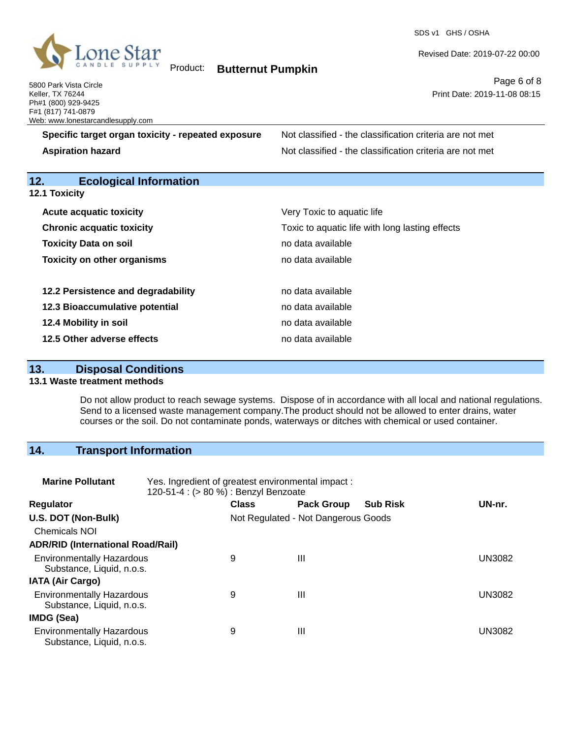| | |
|---|---|
| **Specific target organ toxicity - repeated exposure** | Not classified - the classification criteria are not met |
| **Aspiration hazard** | Not classified - the classification criteria are not met |

## 12. Ecological Information

### 12.1 Toxicity

| | |
|---|---|
| **Acute acquatic toxicity** | Very Toxic to aquatic life |
| **Chronic acquatic toxicity** | Toxic to aquatic life with long lasting effects |
| **Toxicity Data on soil** | no data available |
| **Toxicity on other organisms** | no data available |

| | |
|---|---|
| **12.2 Persistence and degradability** | no data available |
| **12.3 Bioaccumulative potential** | no data available |
| **12.4 Mobility in soil** | no data available |
| **12.5 Other adverse effects** | no data available |

## 13. Disposal Conditions

### 13.1 Waste treatment methods

Do not allow product to reach sewage systems. Dispose of in accordance with all local and national regulations. Send to a licensed waste management company.The product should not be allowed to enter drains, water courses or the soil. Do not contaminate ponds, waterways or ditches with chemical or used container.

## 14. Transport Information

**Marine Pollutant** Yes. Ingredient of greatest environmental impact : 120-51-4 : (> 80 %) : Benzyl Benzoate

| Regulator | Class | Pack Group | Sub Risk | UN-nr. |
|---|---|---|---|---|
| **U.S. DOT (Non-Bulk)** | Not Regulated - Not Dangerous Goods | | | |
| Chemicals NOI | | | | |
| **ADR/RID (International Road/Rail)** | | | | |
| Environmentally Hazardous Substance, Liquid, n.o.s. | 9 | III | | UN3082 |
| **IATA (Air Cargo)** | | | | |
| Environmentally Hazardous Substance, Liquid, n.o.s. | 9 | III | | UN3082 |
| **IMDG (Sea)** | | | | |
| Environmentally Hazardous Substance, Liquid, n.o.s. | 9 | III | | UN3082 |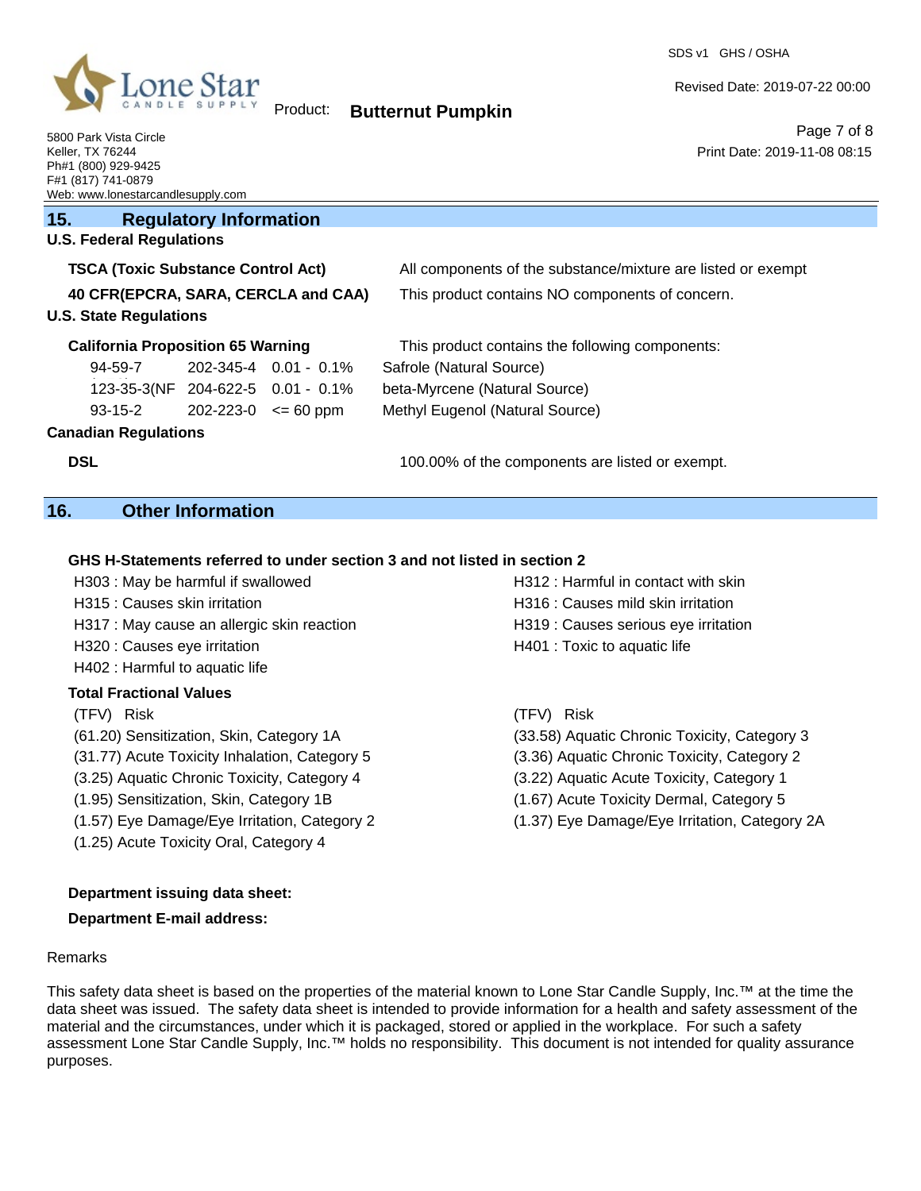## 15. Regulatory Information

### U.S. Federal Regulations

**TSCA (Toxic Substance Control Act)** All components of the substance/mixture are listed or exempt

**40 CFR(EPCRA, SARA, CERCLA and CAA)** This product contains NO components of concern.

### U.S. State Regulations

**California Proposition 65 Warning** This product contains the following components:

| | | | |
|---|---|---|---|
| 94-59-7 | 202-345-4 | 0.01 - 0.1% | Safrole (Natural Source) |
| 123-35-3(NF | 204-622-5 | 0.01 - 0.1% | beta-Myrcene (Natural Source) |
| 93-15-2 | 202-223-0 | <= 60 ppm | Methyl Eugenol (Natural Source) |

### Canadian Regulations

**DSL** 100.00% of the components are listed or exempt.

## 16. Other Information

**GHS H-Statements referred to under section 3 and not listed in section 2**

H303 : May be harmful if swallowed
H312 : Harmful in contact with skin
H315 : Causes skin irritation
H316 : Causes mild skin irritation
H317 : May cause an allergic skin reaction
H319 : Causes serious eye irritation
H320 : Causes eye irritation
H401 : Toxic to aquatic life
H402 : Harmful to aquatic life

**Total Fractional Values**

| (TFV) Risk | (TFV) Risk |
|---|---|
| (61.20) Sensitization, Skin, Category 1A | (33.58) Aquatic Chronic Toxicity, Category 3 |
| (31.77) Acute Toxicity Inhalation, Category 5 | (3.36) Aquatic Chronic Toxicity, Category 2 |
| (3.25) Aquatic Chronic Toxicity, Category 4 | (3.22) Aquatic Acute Toxicity, Category 1 |
| (1.95) Sensitization, Skin, Category 1B | (1.67) Acute Toxicity Dermal, Category 5 |
| (1.57) Eye Damage/Eye Irritation, Category 2 | (1.37) Eye Damage/Eye Irritation, Category 2A |
| (1.25) Acute Toxicity Oral, Category 4 | |

**Department issuing data sheet:**

**Department E-mail address:**

Remarks

This safety data sheet is based on the properties of the material known to Lone Star Candle Supply, Inc.™ at the time the data sheet was issued. The safety data sheet is intended to provide information for a health and safety assessment of the material and the circumstances, under which it is packaged, stored or applied in the workplace. For such a safety assessment Lone Star Candle Supply, Inc.™ holds no responsibility. This document is not intended for quality assurance purposes.